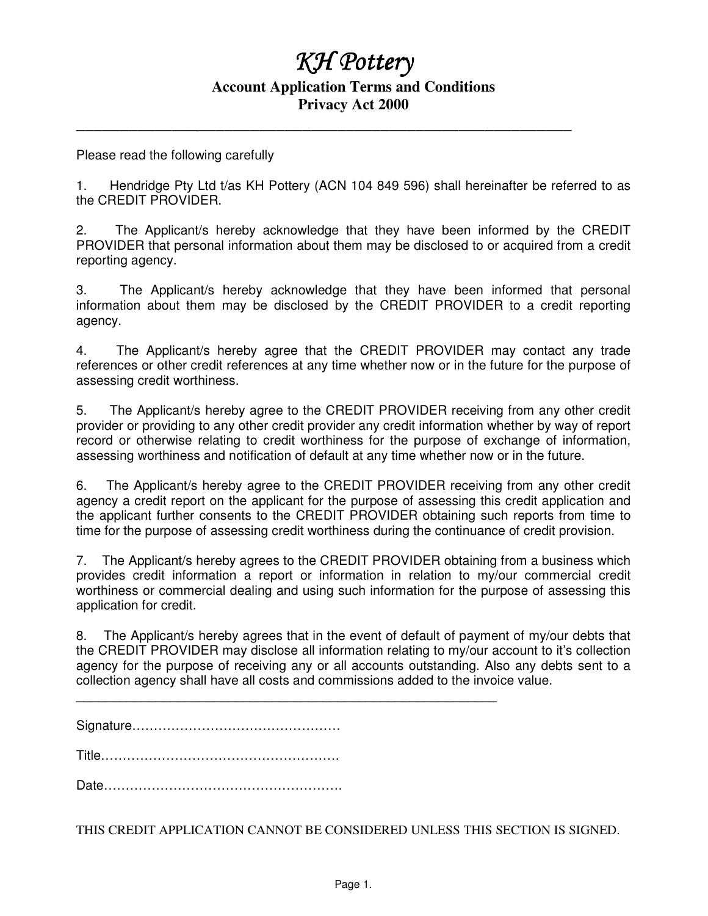# *KH Pottery*

## Account Application Terms and Conditions
## Privacy Act 2000

---

Please read the following carefully

1. Hendridge Pty Ltd t/as KH Pottery (ACN 104 849 596) shall hereinafter be referred to as the CREDIT PROVIDER.

2. The Applicant/s hereby acknowledge that they have been informed by the CREDIT PROVIDER that personal information about them may be disclosed to or acquired from a credit reporting agency.

3. The Applicant/s hereby acknowledge that they have been informed that personal information about them may be disclosed by the CREDIT PROVIDER to a credit reporting agency.

4. The Applicant/s hereby agree that the CREDIT PROVIDER may contact any trade references or other credit references at any time whether now or in the future for the purpose of assessing credit worthiness.

5. The Applicant/s hereby agree to the CREDIT PROVIDER receiving from any other credit provider or providing to any other credit provider any credit information whether by way of report record or otherwise relating to credit worthiness for the purpose of exchange of information, assessing worthiness and notification of default at any time whether now or in the future.

6. The Applicant/s hereby agree to the CREDIT PROVIDER receiving from any other credit agency a credit report on the applicant for the purpose of assessing this credit application and the applicant further consents to the CREDIT PROVIDER obtaining such reports from time to time for the purpose of assessing credit worthiness during the continuance of credit provision.

7. The Applicant/s hereby agrees to the CREDIT PROVIDER obtaining from a business which provides credit information a report or information in relation to my/our commercial credit worthiness or commercial dealing and using such information for the purpose of assessing this application for credit.

8. The Applicant/s hereby agrees that in the event of default of payment of my/our debts that the CREDIT PROVIDER may disclose all information relating to my/our account to it's collection agency for the purpose of receiving any or all accounts outstanding. Also any debts sent to a collection agency shall have all costs and commissions added to the invoice value.

---

Signature…………………………………………

Title……………………………………………….

Date……………………………………………….

THIS CREDIT APPLICATION CANNOT BE CONSIDERED UNLESS THIS SECTION IS SIGNED.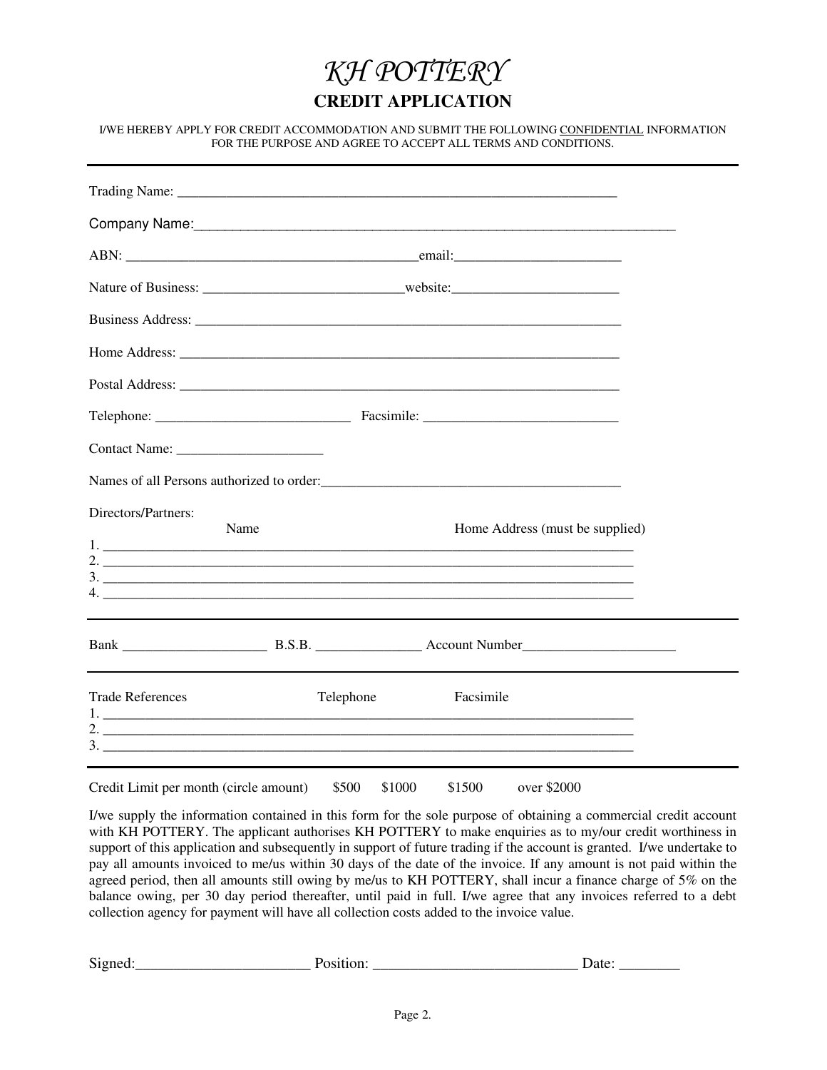# *KH POTTERY*

## CREDIT APPLICATION

I/WE HEREBY APPLY FOR CREDIT ACCOMMODATION AND SUBMIT THE FOLLOWING CONFIDENTIAL INFORMATION FOR THE PURPOSE AND AGREE TO ACCEPT ALL TERMS AND CONDITIONS.

---

Trading Name: ______________________________________________________________

Company Name:______________________________________________________________

ABN: ________________________________________email:________________________

Nature of Business: ____________________________website:________________________

Business Address: ____________________________________________________________

Home Address: ______________________________________________________________

Postal Address: ______________________________________________________________

Telephone: ___________________________ Facsimile: ___________________________

Contact Name: ____________________

Names of all Persons authorized to order:__________________________________________

Directors/Partners:

Name — Home Address (must be supplied)

1. ____________________________________________________________________________
2. ____________________________________________________________________________
3. ____________________________________________________________________________
4. ____________________________________________________________________________

---

Bank ____________________ B.S.B. _______________ Account Number_____________________

---

Trade References — Telephone — Facsimile

1. ____________________________________________________________________________
2. ____________________________________________________________________________
3. ____________________________________________________________________________

---

Credit Limit per month (circle amount) $500 $1000 $1500 over $2000

I/we supply the information contained in this form for the sole purpose of obtaining a commercial credit account with KH POTTERY. The applicant authorises KH POTTERY to make enquiries as to my/our credit worthiness in support of this application and subsequently in support of future trading if the account is granted. I/we undertake to pay all amounts invoiced to me/us within 30 days of the date of the invoice. If any amount is not paid within the agreed period, then all amounts still owing by me/us to KH POTTERY, shall incur a finance charge of 5% on the balance owing, per 30 day period thereafter, until paid in full. I/we agree that any invoices referred to a debt collection agency for payment will have all collection costs added to the invoice value.

Signed:______________________ Position: __________________________ Date: ________